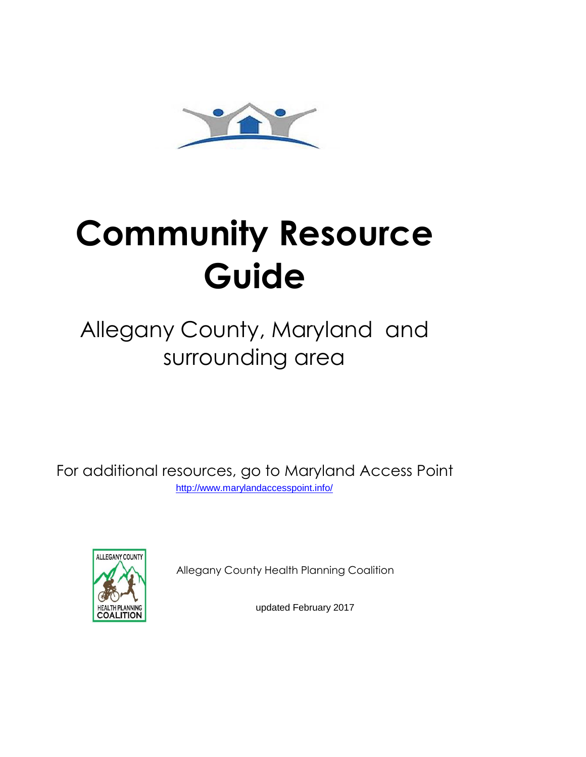# Community Resource Guide

## Allegany County, Maryland and surrounding area

For additional resources, go to Maryland Access Point
http://www.marylandaccesspoint.info/

Allegany County Health Planning Coalition

updated February 2017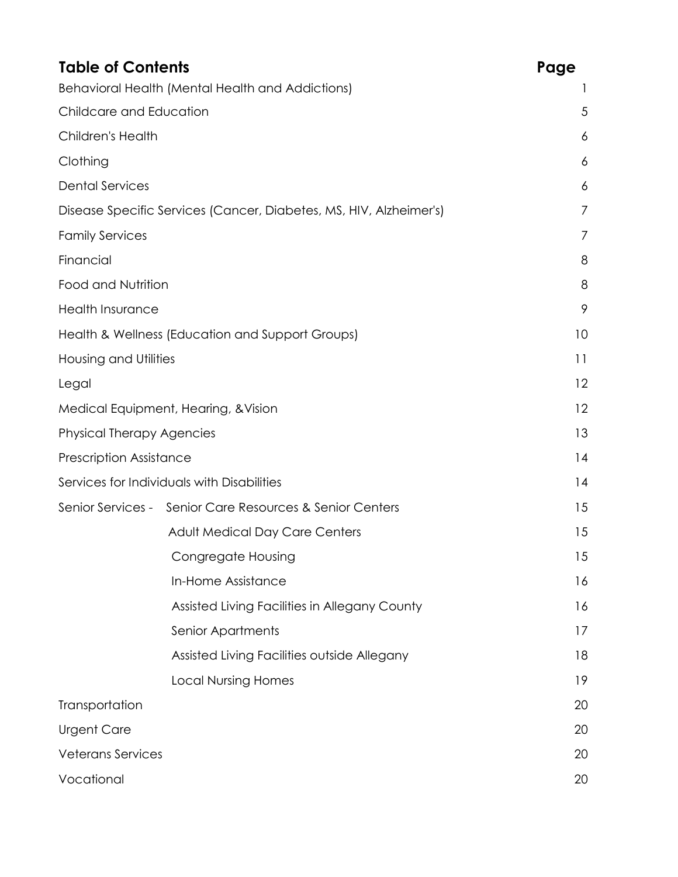# Table of Contents

| Section | Page |
|---|---|
| Behavioral Health (Mental Health and Addictions) | 1 |
| Childcare and Education | 5 |
| Children's Health | 6 |
| Clothing | 6 |
| Dental Services | 6 |
| Disease Specific Services (Cancer, Diabetes, MS, HIV, Alzheimer's) | 7 |
| Family Services | 7 |
| Financial | 8 |
| Food and Nutrition | 8 |
| Health Insurance | 9 |
| Health & Wellness (Education and Support Groups) | 10 |
| Housing and Utilities | 11 |
| Legal | 12 |
| Medical Equipment, Hearing, &Vision | 12 |
| Physical Therapy Agencies | 13 |
| Prescription Assistance | 14 |
| Services for Individuals with Disabilities | 14 |
| Senior Services - Senior Care Resources & Senior Centers | 15 |
| Adult Medical Day Care Centers | 15 |
| Congregate Housing | 15 |
| In-Home Assistance | 16 |
| Assisted Living Facilities in Allegany County | 16 |
| Senior Apartments | 17 |
| Assisted Living Facilities outside Allegany | 18 |
| Local Nursing Homes | 19 |
| Transportation | 20 |
| Urgent Care | 20 |
| Veterans Services | 20 |
| Vocational | 20 |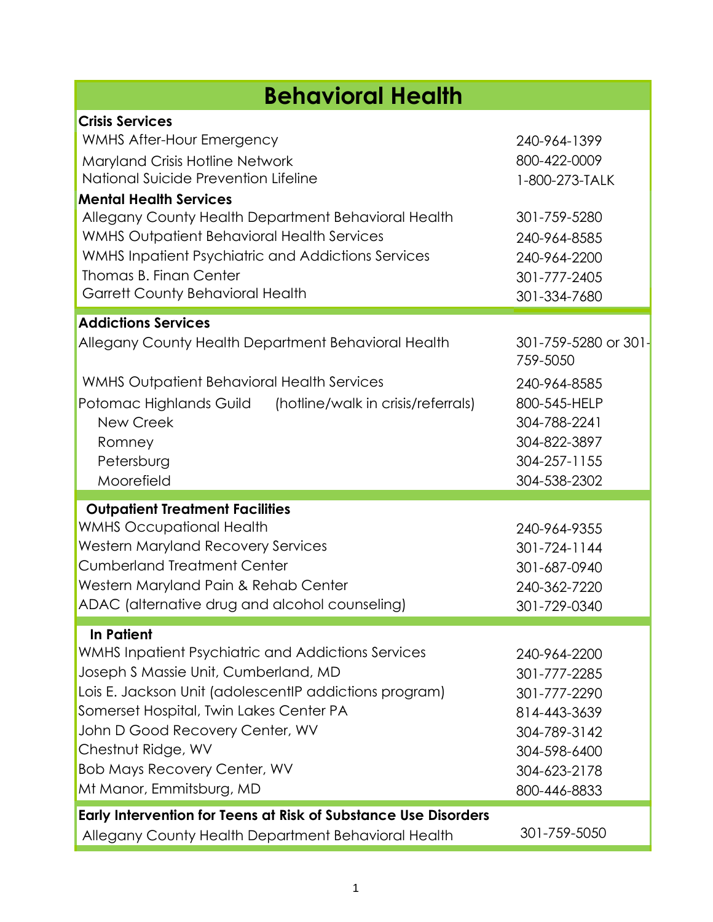# Behavioral Health

| Crisis Services | |
|---|---|
| WMHS After-Hour Emergency | 240-964-1399 |
| Maryland Crisis Hotline Network | 800-422-0009 |
| National Suicide Prevention Lifeline | 1-800-273-TALK |
| **Mental Health Services** | |
| Allegany County Health Department Behavioral Health | 301-759-5280 |
| WMHS Outpatient Behavioral Health Services | 240-964-8585 |
| WMHS Inpatient Psychiatric and Addictions Services | 240-964-2200 |
| Thomas B. Finan Center | 301-777-2405 |
| Garrett County Behavioral Health | 301-334-7680 |

| Addictions Services | |
|---|---|
| Allegany County Health Department Behavioral Health | 301-759-5280 or 301-759-5050 |
| WMHS Outpatient Behavioral Health Services | 240-964-8585 |
| Potomac Highlands Guild (hotline/walk in crisis/referrals) | 800-545-HELP |
| New Creek | 304-788-2241 |
| Romney | 304-822-3897 |
| Petersburg | 304-257-1155 |
| Moorefield | 304-538-2302 |

| Outpatient Treatment Facilities | |
|---|---|
| WMHS Occupational Health | 240-964-9355 |
| Western Maryland Recovery Services | 301-724-1144 |
| Cumberland Treatment Center | 301-687-0940 |
| Western Maryland Pain & Rehab Center | 240-362-7220 |
| ADAC (alternative drug and alcohol counseling) | 301-729-0340 |

| In Patient | |
|---|---|
| WMHS Inpatient Psychiatric and Addictions Services | 240-964-2200 |
| Joseph S Massie Unit, Cumberland, MD | 301-777-2285 |
| Lois E. Jackson Unit (adolescentIP addictions program) | 301-777-2290 |
| Somerset Hospital, Twin Lakes Center PA | 814-443-3639 |
| John D Good Recovery Center, WV | 304-789-3142 |
| Chestnut Ridge, WV | 304-598-6400 |
| Bob Mays Recovery Center, WV | 304-623-2178 |
| Mt Manor, Emmitsburg, MD | 800-446-8833 |

| Early Intervention for Teens at Risk of Substance Use Disorders | |
|---|---|
| Allegany County Health Department Behavioral Health | 301-759-5050 |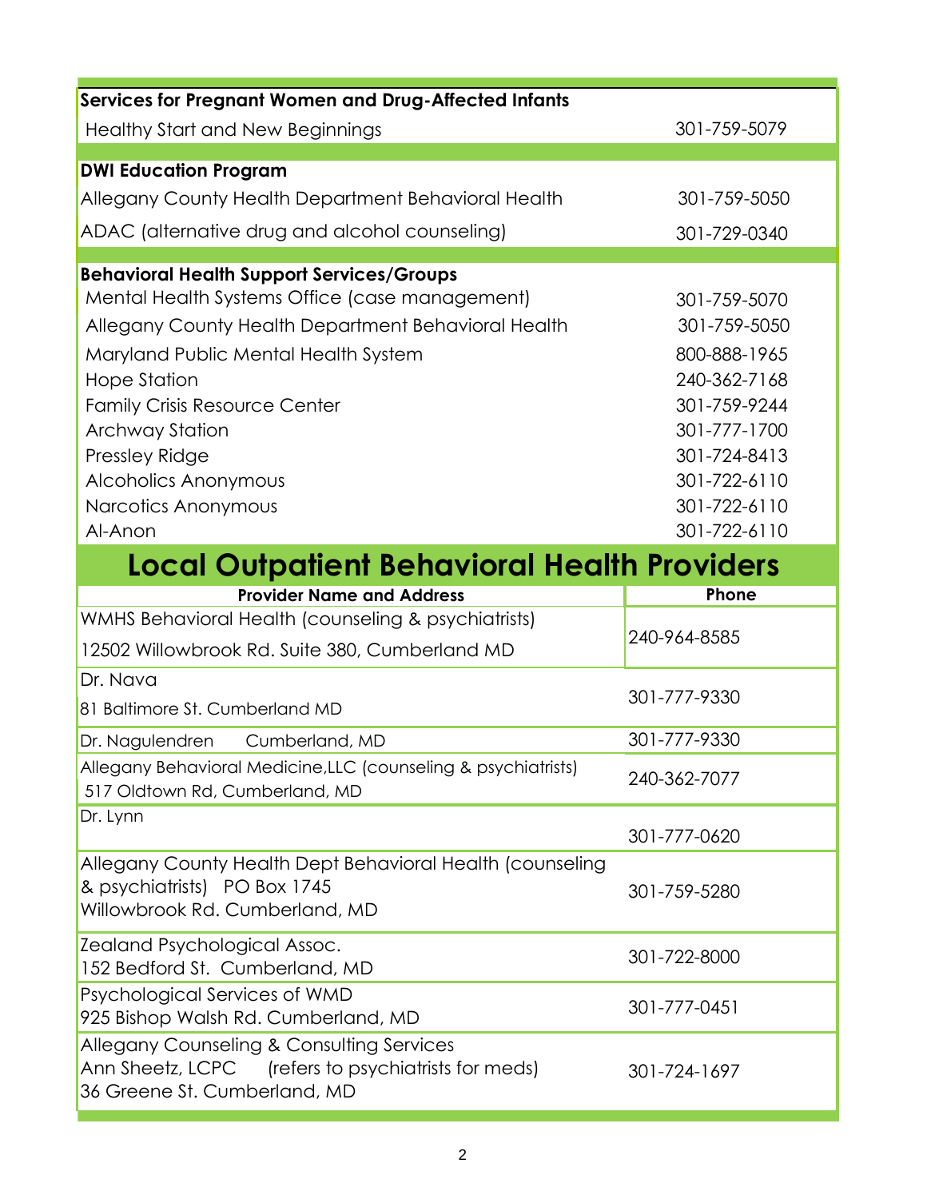| Services for Pregnant Women and Drug-Affected Infants | |
|---|---|
| Healthy Start and New Beginnings | 301-759-5079 |

| DWI Education Program | |
|---|---|
| Allegany County Health Department Behavioral Health | 301-759-5050 |
| ADAC (alternative drug and alcohol counseling) | 301-729-0340 |

| Behavioral Health Support Services/Groups | |
|---|---|
| Mental Health Systems Office (case management) | 301-759-5070 |
| Allegany County Health Department Behavioral Health | 301-759-5050 |
| Maryland Public Mental Health System | 800-888-1965 |
| Hope Station | 240-362-7168 |
| Family Crisis Resource Center | 301-759-9244 |
| Archway Station | 301-777-1700 |
| Pressley Ridge | 301-724-8413 |
| Alcoholics Anonymous | 301-722-6110 |
| Narcotics Anonymous | 301-722-6110 |
| Al-Anon | 301-722-6110 |

# Local Outpatient Behavioral Health Providers

| Provider Name and Address | Phone |
|---|---|
| WMHS Behavioral Health (counseling & psychiatrists)<br>12502 Willowbrook Rd. Suite 380, Cumberland MD | 240-964-8585 |
| Dr. Nava<br>81 Baltimore St. Cumberland MD | 301-777-9330 |
| Dr. Nagulendren Cumberland, MD | 301-777-9330 |
| Allegany Behavioral Medicine,LLC (counseling & psychiatrists)<br>517 Oldtown Rd, Cumberland, MD | 240-362-7077 |
| Dr. Lynn | 301-777-0620 |
| Allegany County Health Dept Behavioral Health (counseling & psychiatrists) PO Box 1745<br>Willowbrook Rd. Cumberland, MD | 301-759-5280 |
| Zealand Psychological Assoc.<br>152 Bedford St. Cumberland, MD | 301-722-8000 |
| Psychological Services of WMD<br>925 Bishop Walsh Rd. Cumberland, MD | 301-777-0451 |
| Allegany Counseling & Consulting Services<br>Ann Sheetz, LCPC (refers to psychiatrists for meds)<br>36 Greene St. Cumberland, MD | 301-724-1697 |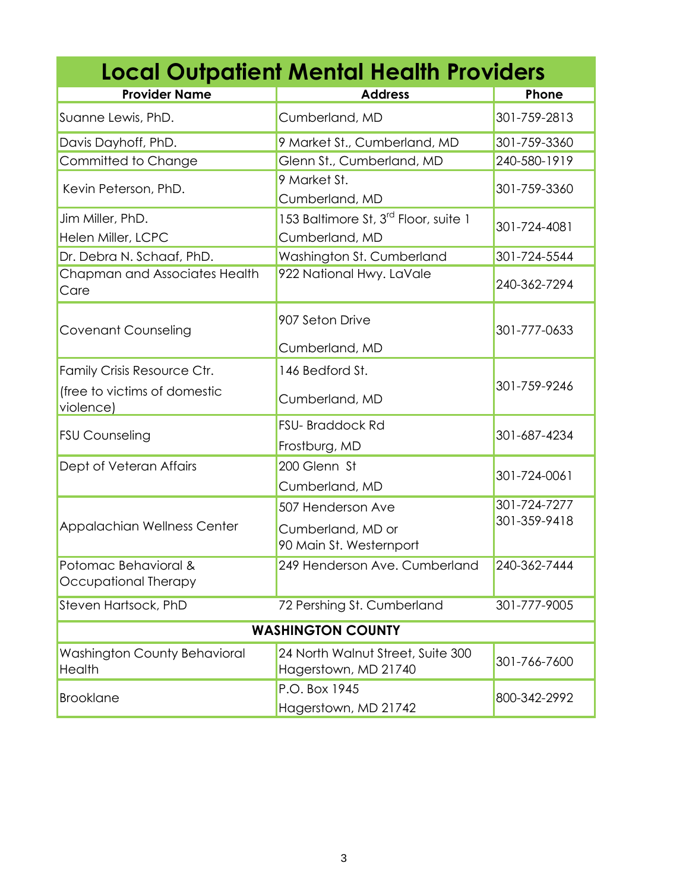# Local Outpatient Mental Health Providers

| Provider Name | Address | Phone |
|---|---|---|
| Suanne Lewis, PhD. | Cumberland, MD | 301-759-2813 |
| Davis Dayhoff, PhD. | 9 Market St., Cumberland, MD | 301-759-3360 |
| Committed to Change | Glenn St., Cumberland, MD | 240-580-1919 |
| Kevin Peterson, PhD. | 9 Market St. Cumberland, MD | 301-759-3360 |
| Jim Miller, PhD. Helen Miller, LCPC | 153 Baltimore St, 3rd Floor, suite 1 Cumberland, MD | 301-724-4081 |
| Dr. Debra N. Schaaf, PhD. | Washington St. Cumberland | 301-724-5544 |
| Chapman and Associates Health Care | 922 National Hwy. LaVale | 240-362-7294 |
| Covenant Counseling | 907 Seton Drive Cumberland, MD | 301-777-0633 |
| Family Crisis Resource Ctr. (free to victims of domestic violence) | 146 Bedford St. Cumberland, MD | 301-759-9246 |
| FSU Counseling | FSU- Braddock Rd Frostburg, MD | 301-687-4234 |
| Dept of Veteran Affairs | 200 Glenn St Cumberland, MD | 301-724-0061 |
| Appalachian Wellness Center | 507 Henderson Ave Cumberland, MD or 90 Main St. Westernport | 301-724-7277 301-359-9418 |
| Potomac Behavioral & Occupational Therapy | 249 Henderson Ave. Cumberland | 240-362-7444 |
| Steven Hartsock, PhD | 72 Pershing St. Cumberland | 301-777-9005 |
| **WASHINGTON COUNTY** | | |
| Washington County Behavioral Health | 24 North Walnut Street, Suite 300 Hagerstown, MD 21740 | 301-766-7600 |
| Brooklane | P.O. Box 1945 Hagerstown, MD 21742 | 800-342-2992 |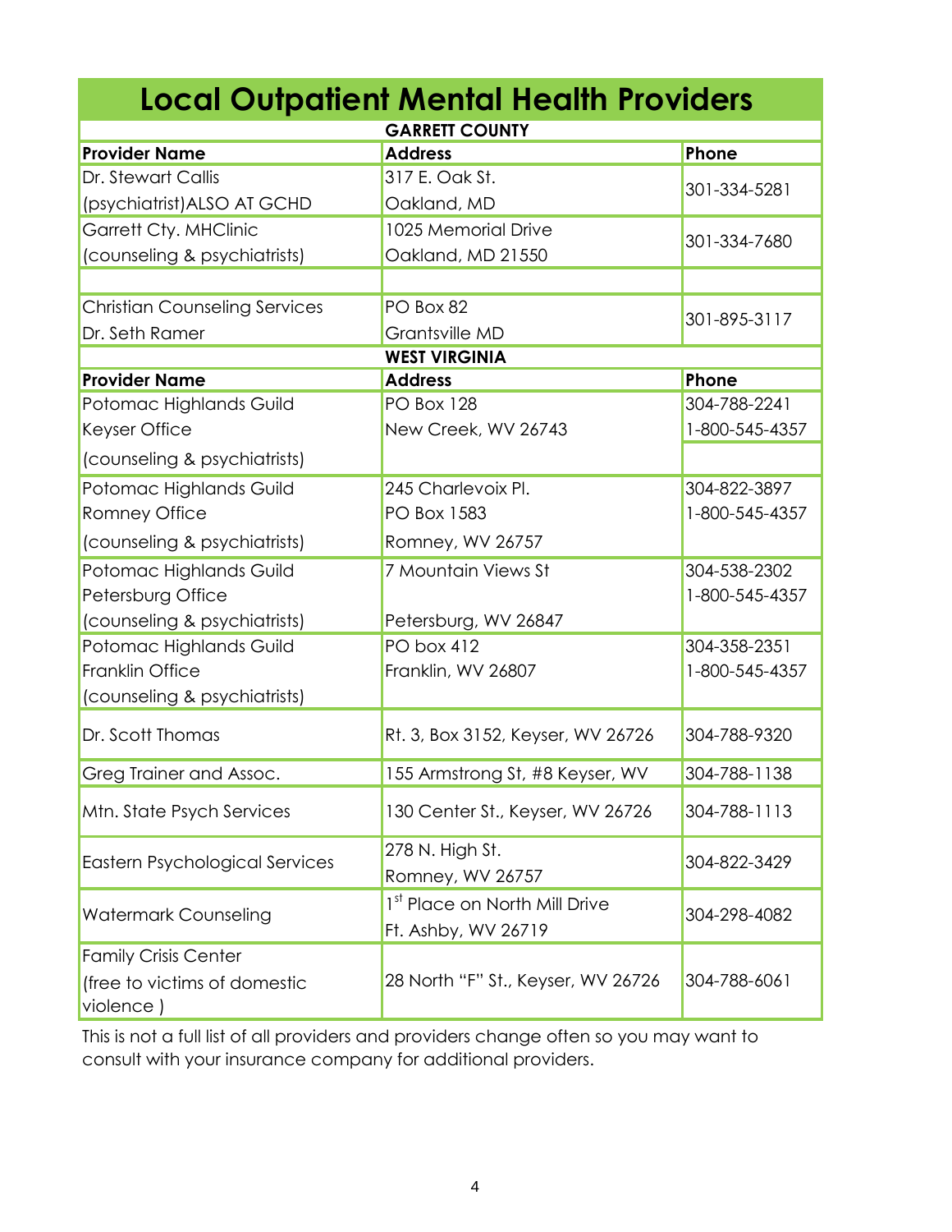# Local Outpatient Mental Health Providers

| GARRETT COUNTY | | |
|---|---|---|
| **Provider Name** | **Address** | **Phone** |
| Dr. Stewart Callis (psychiatrist)ALSO AT GCHD | 317 E. Oak St. Oakland, MD | 301-334-5281 |
| Garrett Cty. MHClinic (counseling & psychiatrists) | 1025 Memorial Drive Oakland, MD 21550 | 301-334-7680 |
| | | |
| Christian Counseling Services Dr. Seth Ramer | PO Box 82 Grantsville MD | 301-895-3117 |
| **WEST VIRGINIA** | | |
| **Provider Name** | **Address** | **Phone** |
| Potomac Highlands Guild Keyser Office (counseling & psychiatrists) | PO Box 128 New Creek, WV 26743 | 304-788-2241 1-800-545-4357 |
| Potomac Highlands Guild Romney Office (counseling & psychiatrists) | 245 Charlevoix Pl. PO Box 1583 Romney, WV 26757 | 304-822-3897 1-800-545-4357 |
| Potomac Highlands Guild Petersburg Office (counseling & psychiatrists) | 7 Mountain Views St Petersburg, WV 26847 | 304-538-2302 1-800-545-4357 |
| Potomac Highlands Guild Franklin Office (counseling & psychiatrists) | PO box 412 Franklin, WV 26807 | 304-358-2351 1-800-545-4357 |
| Dr. Scott Thomas | Rt. 3, Box 3152, Keyser, WV 26726 | 304-788-9320 |
| Greg Trainer and Assoc. | 155 Armstrong St, #8 Keyser, WV | 304-788-1138 |
| Mtn. State Psych Services | 130 Center St., Keyser, WV 26726 | 304-788-1113 |
| Eastern Psychological Services | 278 N. High St. Romney, WV 26757 | 304-822-3429 |
| Watermark Counseling | 1st Place on North Mill Drive Ft. Ashby, WV 26719 | 304-298-4082 |
| Family Crisis Center (free to victims of domestic violence ) | 28 North "F" St., Keyser, WV 26726 | 304-788-6061 |

This is not a full list of all providers and providers change often so you may want to consult with your insurance company for additional providers.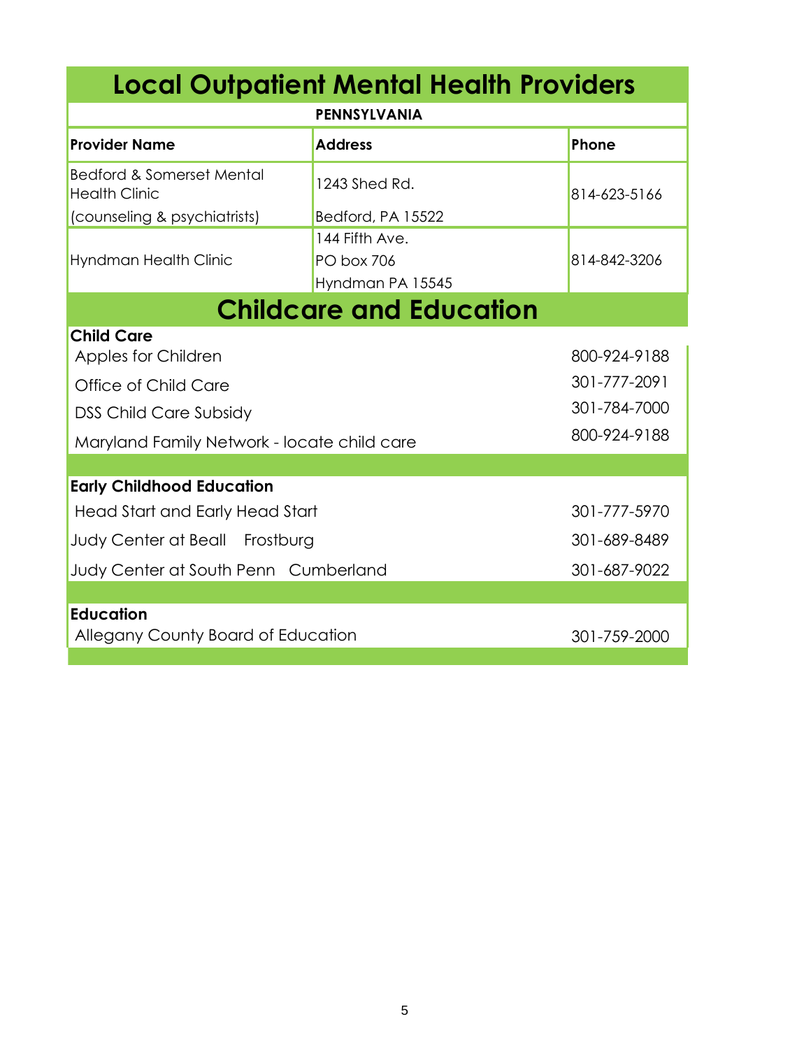# Local Outpatient Mental Health Providers

| PENNSYLVANIA | | |
|---|---|---|
| **Provider Name** | **Address** | **Phone** |
| Bedford & Somerset Mental Health Clinic (counseling & psychiatrists) | 1243 Shed Rd. Bedford, PA 15522 | 814-623-5166 |
| Hyndman Health Clinic | 144 Fifth Ave. PO box 706 Hyndman PA 15545 | 814-842-3206 |

# Childcare and Education

### Child Care

| | |
|---|---|
| Apples for Children | 800-924-9188 |
| Office of Child Care | 301-777-2091 |
| DSS Child Care Subsidy | 301-784-7000 |
| Maryland Family Network - locate child care | 800-924-9188 |

### Early Childhood Education

| | |
|---|---|
| Head Start and Early Head Start | 301-777-5970 |
| Judy Center at Beall Frostburg | 301-689-8489 |
| Judy Center at South Penn Cumberland | 301-687-9022 |

### Education

| | |
|---|---|
| Allegany County Board of Education | 301-759-2000 |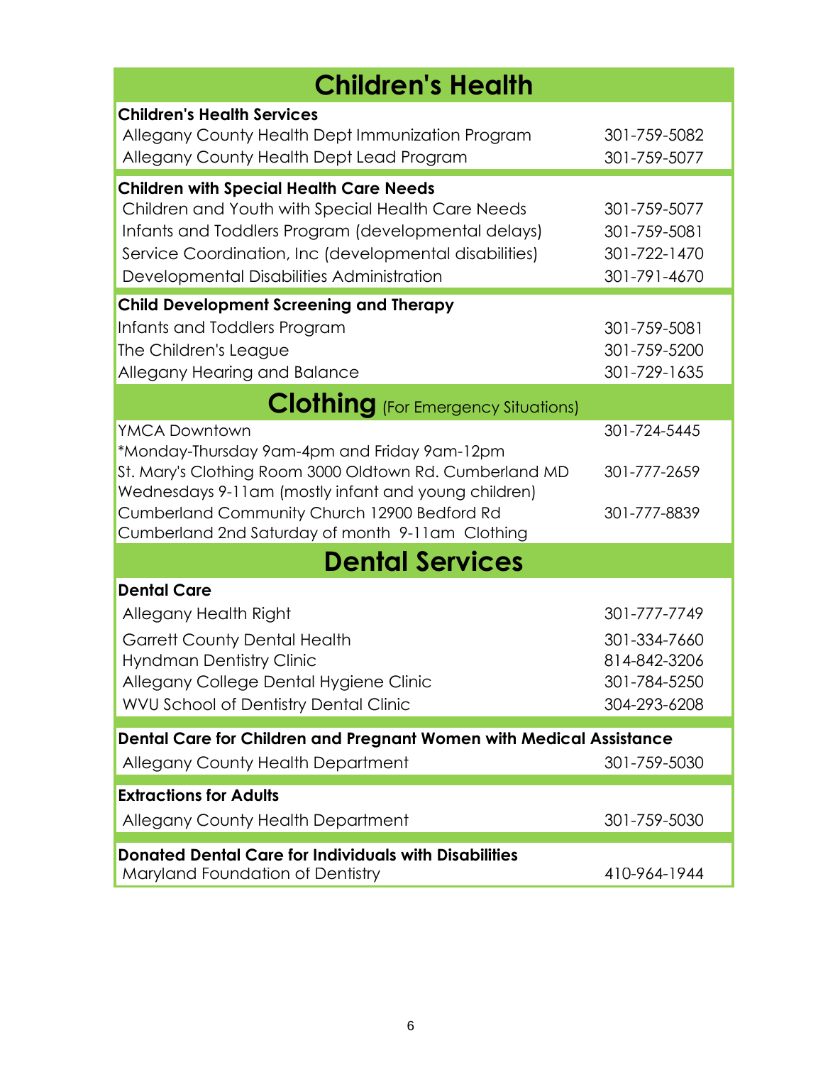# Children's Health

| Children's Health Services | |
|---|---|
| Allegany County Health Dept Immunization Program | 301-759-5082 |
| Allegany County Health Dept Lead Program | 301-759-5077 |

| Children with Special Health Care Needs | |
|---|---|
| Children and Youth with Special Health Care Needs | 301-759-5077 |
| Infants and Toddlers Program (developmental delays) | 301-759-5081 |
| Service Coordination, Inc (developmental disabilities) | 301-722-1470 |
| Developmental Disabilities Administration | 301-791-4670 |

| Child Development Screening and Therapy | |
|---|---|
| Infants and Toddlers Program | 301-759-5081 |
| The Children's League | 301-759-5200 |
| Allegany Hearing and Balance | 301-729-1635 |

# Clothing (For Emergency Situations)

| | |
|---|---|
| YMCA Downtown<br>*Monday-Thursday 9am-4pm and Friday 9am-12pm | 301-724-5445 |
| St. Mary's Clothing Room 3000 Oldtown Rd. Cumberland MD<br>Wednesdays 9-11am (mostly infant and young children) | 301-777-2659 |
| Cumberland Community Church 12900 Bedford Rd<br>Cumberland 2nd Saturday of month 9-11am Clothing | 301-777-8839 |

# Dental Services

| Dental Care | |
|---|---|
| Allegany Health Right | 301-777-7749 |
| Garrett County Dental Health | 301-334-7660 |
| Hyndman Dentistry Clinic | 814-842-3206 |
| Allegany College Dental Hygiene Clinic | 301-784-5250 |
| WVU School of Dentistry Dental Clinic | 304-293-6208 |

| Dental Care for Children and Pregnant Women with Medical Assistance | |
|---|---|
| Allegany County Health Department | 301-759-5030 |

| Extractions for Adults | |
|---|---|
| Allegany County Health Department | 301-759-5030 |

| Donated Dental Care for Individuals with Disabilities | |
|---|---|
| Maryland Foundation of Dentistry | 410-964-1944 |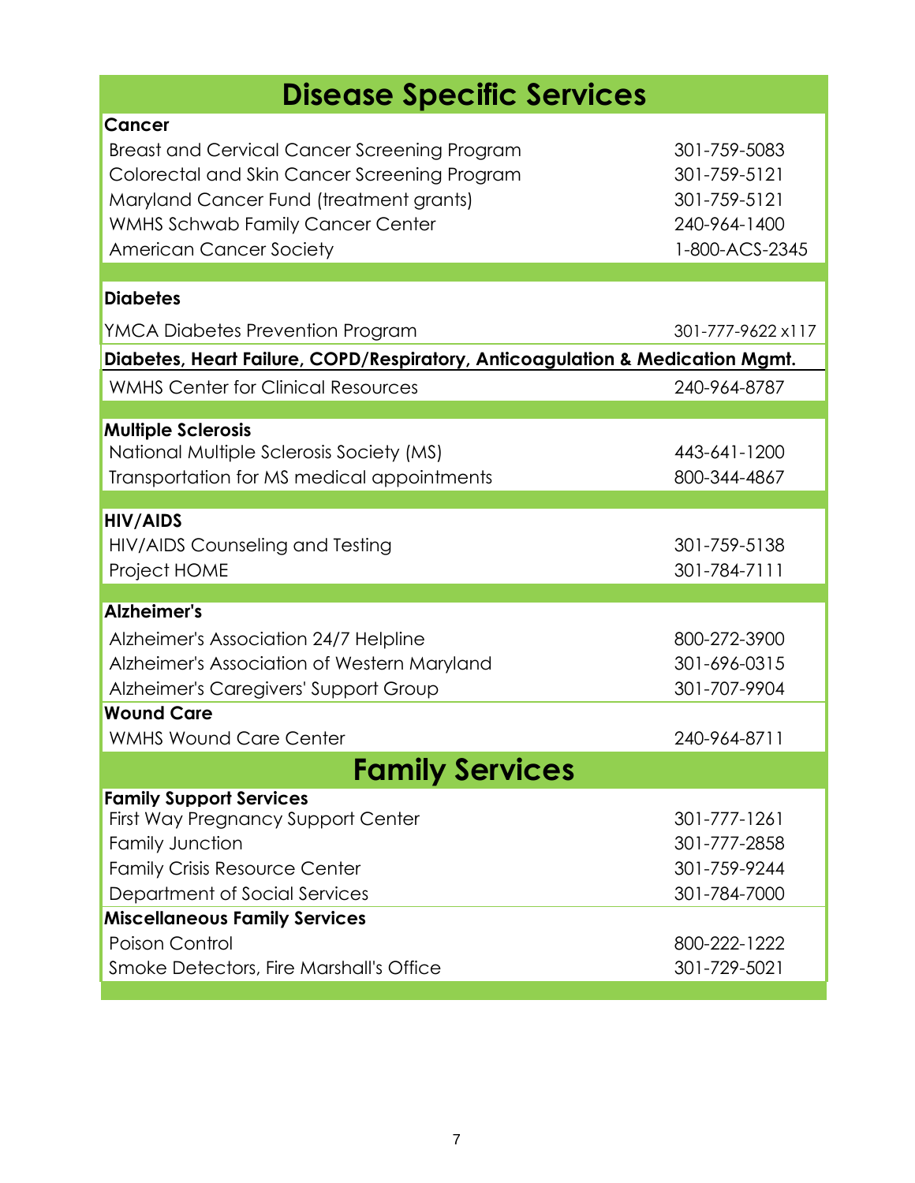# Disease Specific Services

### Cancer

| Service | Phone |
|---|---|
| Breast and Cervical Cancer Screening Program | 301-759-5083 |
| Colorectal and Skin Cancer Screening Program | 301-759-5121 |
| Maryland Cancer Fund (treatment grants) | 301-759-5121 |
| WMHS Schwab Family Cancer Center | 240-964-1400 |
| American Cancer Society | 1-800-ACS-2345 |

### Diabetes

| Service | Phone |
|---|---|
| YMCA Diabetes Prevention Program | 301-777-9622 x117 |

### Diabetes, Heart Failure, COPD/Respiratory, Anticoagulation & Medication Mgmt.

| Service | Phone |
|---|---|
| WMHS Center for Clinical Resources | 240-964-8787 |

### Multiple Sclerosis

| Service | Phone |
|---|---|
| National Multiple Sclerosis Society (MS) | 443-641-1200 |
| Transportation for MS medical appointments | 800-344-4867 |

### HIV/AIDS

| Service | Phone |
|---|---|
| HIV/AIDS Counseling and Testing | 301-759-5138 |
| Project HOME | 301-784-7111 |

### Alzheimer's

| Service | Phone |
|---|---|
| Alzheimer's Association 24/7 Helpline | 800-272-3900 |
| Alzheimer's Association of Western Maryland | 301-696-0315 |
| Alzheimer's Caregivers' Support Group | 301-707-9904 |

### Wound Care

| Service | Phone |
|---|---|
| WMHS Wound Care Center | 240-964-8711 |

# Family Services

### Family Support Services

| Service | Phone |
|---|---|
| First Way Pregnancy Support Center | 301-777-1261 |
| Family Junction | 301-777-2858 |
| Family Crisis Resource Center | 301-759-9244 |
| Department of Social Services | 301-784-7000 |

### Miscellaneous Family Services

| Service | Phone |
|---|---|
| Poison Control | 800-222-1222 |
| Smoke Detectors, Fire Marshall's Office | 301-729-5021 |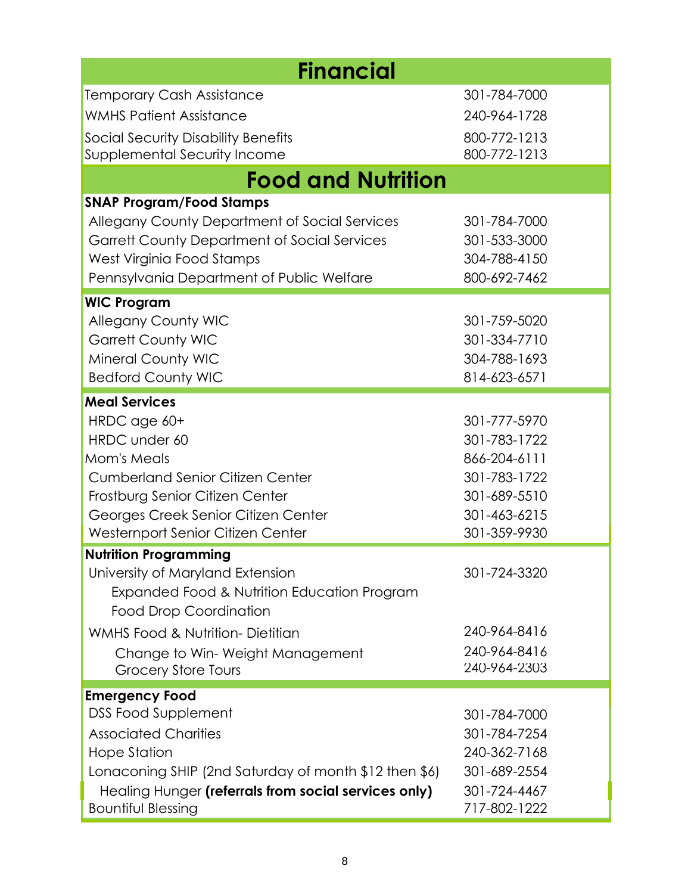## Financial

| | |
|---|---|
| Temporary Cash Assistance | 301-784-7000 |
| WMHS Patient Assistance | 240-964-1728 |
| Social Security Disability Benefits | 800-772-1213 |
| Supplemental Security Income | 800-772-1213 |

## Food and Nutrition

**SNAP Program/Food Stamps**

| | |
|---|---|
| Allegany County Department of Social Services | 301-784-7000 |
| Garrett County Department of Social Services | 301-533-3000 |
| West Virginia Food Stamps | 304-788-4150 |
| Pennsylvania Department of Public Welfare | 800-692-7462 |

**WIC Program**

| | |
|---|---|
| Allegany County WIC | 301-759-5020 |
| Garrett County WIC | 301-334-7710 |
| Mineral County WIC | 304-788-1693 |
| Bedford County WIC | 814-623-6571 |

**Meal Services**

| | |
|---|---|
| HRDC age 60+ | 301-777-5970 |
| HRDC under 60 | 301-783-1722 |
| Mom's Meals | 866-204-6111 |
| Cumberland Senior Citizen Center | 301-783-1722 |
| Frostburg Senior Citizen Center | 301-689-5510 |
| Georges Creek Senior Citizen Center | 301-463-6215 |
| Westernport Senior Citizen Center | 301-359-9930 |

**Nutrition Programming**

| | |
|---|---|
| University of Maryland Extension | 301-724-3320 |
| Expanded Food & Nutrition Education Program | |
| Food Drop Coordination | |
| WMHS Food & Nutrition- Dietitian | 240-964-8416 |
| Change to Win- Weight Management | 240-964-8416 |
| Grocery Store Tours | 240-964-2303 |

**Emergency Food**

| | |
|---|---|
| DSS Food Supplement | 301-784-7000 |
| Associated Charities | 301-784-7254 |
| Hope Station | 240-362-7168 |
| Lonaconing SHIP (2nd Saturday of month $12 then $6) | 301-689-2554 |
| Healing Hunger **(referrals from social services only)** | 301-724-4467 |
| Bountiful Blessing | 717-802-1222 |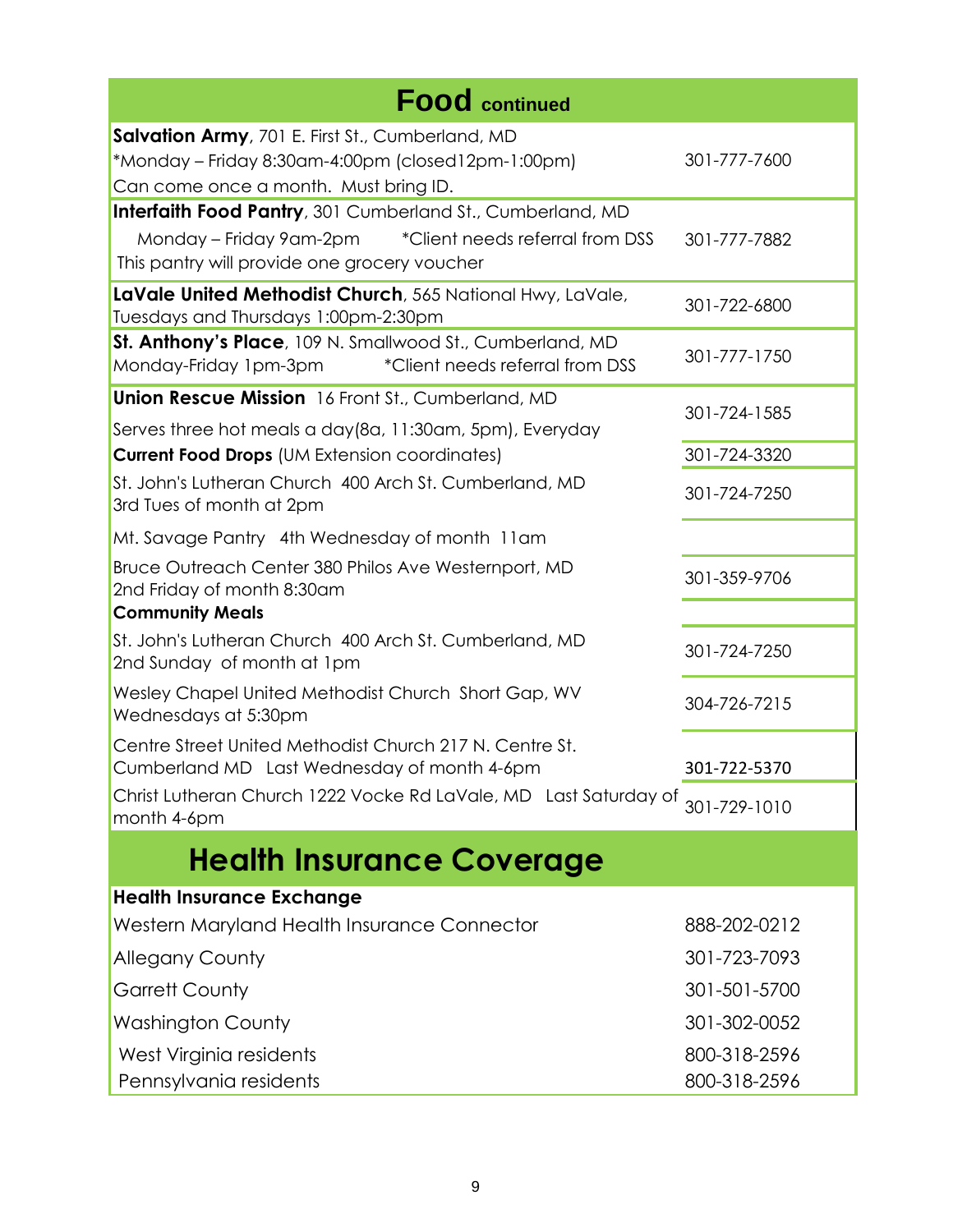# Food continued

| | |
|---|---|
| **Salvation Army**, 701 E. First St., Cumberland, MD<br>*Monday – Friday 8:30am-4:00pm (closed12pm-1:00pm)<br>Can come once a month. Must bring ID. | 301-777-7600 |
| **Interfaith Food Pantry**, 301 Cumberland St., Cumberland, MD<br>Monday – Friday 9am-2pm *Client needs referral from DSS<br>This pantry will provide one grocery voucher | 301-777-7882 |
| **LaVale United Methodist Church**, 565 National Hwy, LaVale,<br>Tuesdays and Thursdays 1:00pm-2:30pm | 301-722-6800 |
| **St. Anthony's Place**, 109 N. Smallwood St., Cumberland, MD<br>Monday-Friday 1pm-3pm *Client needs referral from DSS | 301-777-1750 |
| **Union Rescue Mission** 16 Front St., Cumberland, MD<br>Serves three hot meals a day(8a, 11:30am, 5pm), Everyday | 301-724-1585 |
| **Current Food Drops** (UM Extension coordinates) | 301-724-3320 |
| St. John's Lutheran Church 400 Arch St. Cumberland, MD<br>3rd Tues of month at 2pm | 301-724-7250 |
| Mt. Savage Pantry 4th Wednesday of month 11am | |
| Bruce Outreach Center 380 Philos Ave Westernport, MD<br>2nd Friday of month 8:30am | 301-359-9706 |
| **Community Meals** | |
| St. John's Lutheran Church 400 Arch St. Cumberland, MD<br>2nd Sunday of month at 1pm | 301-724-7250 |
| Wesley Chapel United Methodist Church Short Gap, WV<br>Wednesdays at 5:30pm | 304-726-7215 |
| Centre Street United Methodist Church 217 N. Centre St.<br>Cumberland MD Last Wednesday of month 4-6pm | 301-722-5370 |
| Christ Lutheran Church 1222 Vocke Rd LaVale, MD Last Saturday of month 4-6pm | 301-729-1010 |

# Health Insurance Coverage

| | |
|---|---|
| **Health Insurance Exchange** | |
| Western Maryland Health Insurance Connector | 888-202-0212 |
| Allegany County | 301-723-7093 |
| Garrett County | 301-501-5700 |
| Washington County | 301-302-0052 |
| West Virginia residents | 800-318-2596 |
| Pennsylvania residents | 800-318-2596 |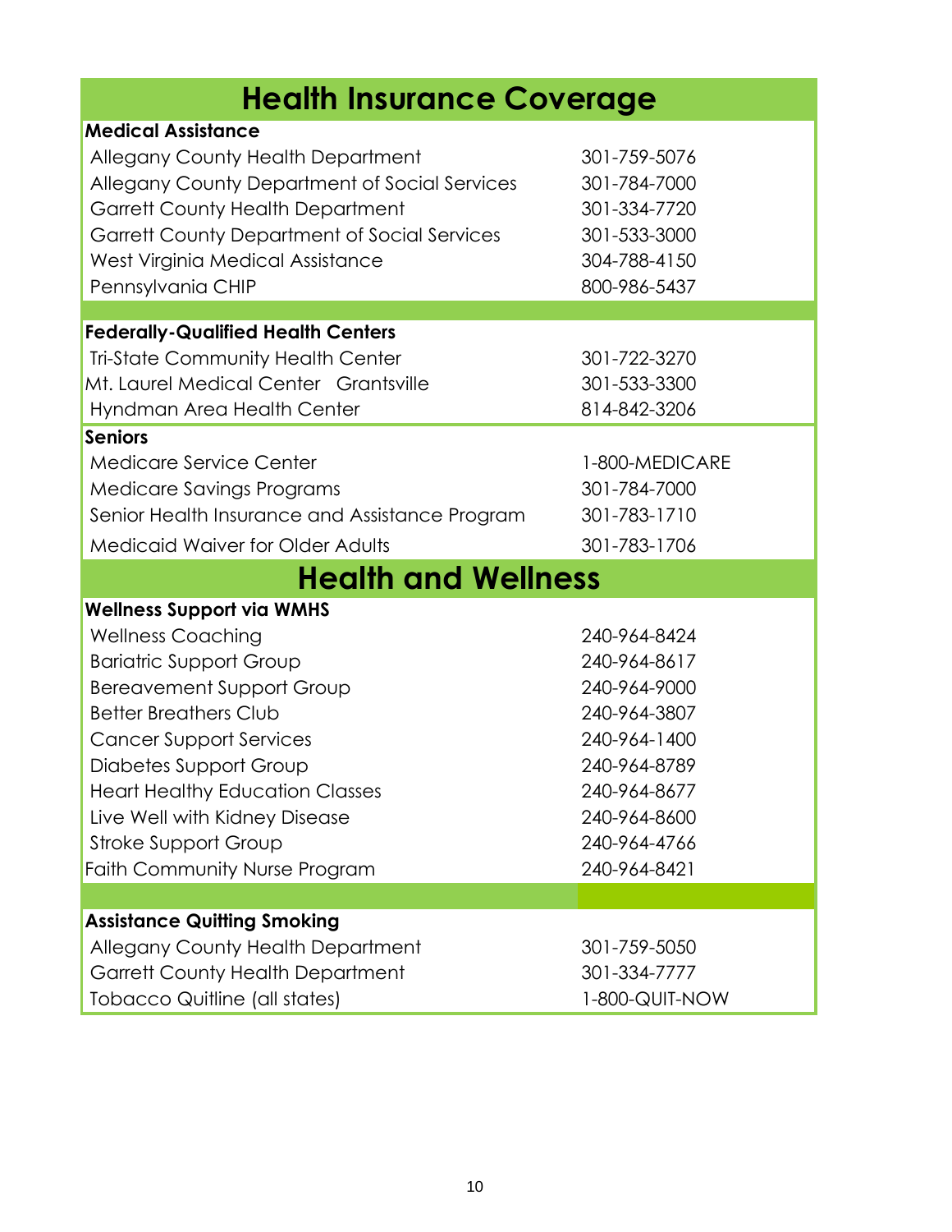# Health Insurance Coverage

| **Medical Assistance** | |
|---|---|
| Allegany County Health Department | 301-759-5076 |
| Allegany County Department of Social Services | 301-784-7000 |
| Garrett County Health Department | 301-334-7720 |
| Garrett County Department of Social Services | 301-533-3000 |
| West Virginia Medical Assistance | 304-788-4150 |
| Pennsylvania CHIP | 800-986-5437 |

| **Federally-Qualified Health Centers** | |
|---|---|
| Tri-State Community Health Center | 301-722-3270 |
| Mt. Laurel Medical Center Grantsville | 301-533-3300 |
| Hyndman Area Health Center | 814-842-3206 |

| **Seniors** | |
|---|---|
| Medicare Service Center | 1-800-MEDICARE |
| Medicare Savings Programs | 301-784-7000 |
| Senior Health Insurance and Assistance Program | 301-783-1710 |
| Medicaid Waiver for Older Adults | 301-783-1706 |

# Health and Wellness

| **Wellness Support via WMHS** | |
|---|---|
| Wellness Coaching | 240-964-8424 |
| Bariatric Support Group | 240-964-8617 |
| Bereavement Support Group | 240-964-9000 |
| Better Breathers Club | 240-964-3807 |
| Cancer Support Services | 240-964-1400 |
| Diabetes Support Group | 240-964-8789 |
| Heart Healthy Education Classes | 240-964-8677 |
| Live Well with Kidney Disease | 240-964-8600 |
| Stroke Support Group | 240-964-4766 |
| Faith Community Nurse Program | 240-964-8421 |

| **Assistance Quitting Smoking** | |
|---|---|
| Allegany County Health Department | 301-759-5050 |
| Garrett County Health Department | 301-334-7777 |
| Tobacco Quitline (all states) | 1-800-QUIT-NOW |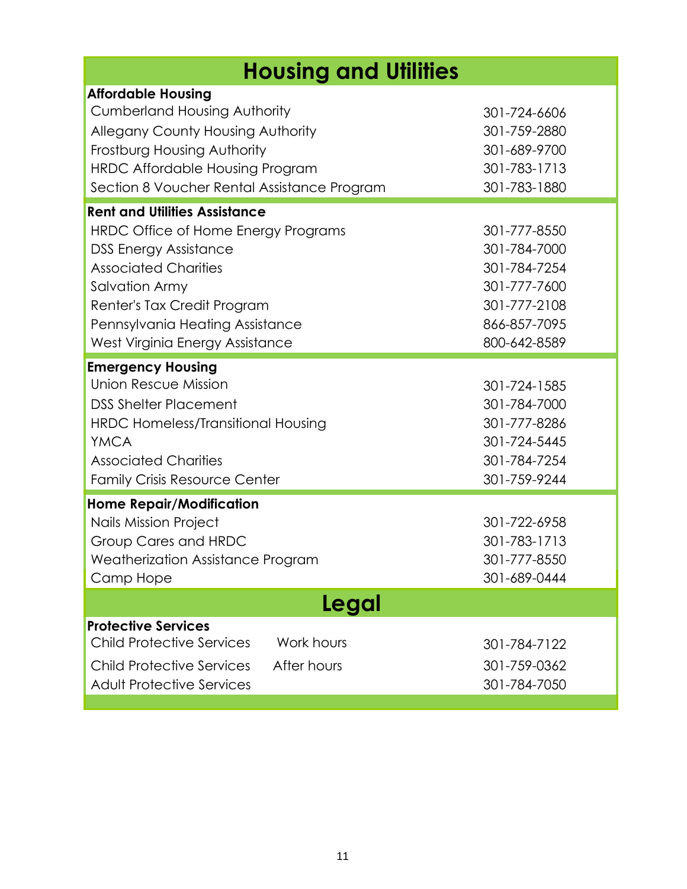# Housing and Utilities

## Affordable Housing

| | |
|---|---|
| Cumberland Housing Authority | 301-724-6606 |
| Allegany County Housing Authority | 301-759-2880 |
| Frostburg Housing Authority | 301-689-9700 |
| HRDC Affordable Housing Program | 301-783-1713 |
| Section 8 Voucher Rental Assistance Program | 301-783-1880 |

## Rent and Utilities Assistance

| | |
|---|---|
| HRDC Office of Home Energy Programs | 301-777-8550 |
| DSS Energy Assistance | 301-784-7000 |
| Associated Charities | 301-784-7254 |
| Salvation Army | 301-777-7600 |
| Renter's Tax Credit Program | 301-777-2108 |
| Pennsylvania Heating Assistance | 866-857-7095 |
| West Virginia Energy Assistance | 800-642-8589 |

## Emergency Housing

| | |
|---|---|
| Union Rescue Mission | 301-724-1585 |
| DSS Shelter Placement | 301-784-7000 |
| HRDC Homeless/Transitional Housing | 301-777-8286 |
| YMCA | 301-724-5445 |
| Associated Charities | 301-784-7254 |
| Family Crisis Resource Center | 301-759-9244 |

## Home Repair/Modification

| | |
|---|---|
| Nails Mission Project | 301-722-6958 |
| Group Cares and HRDC | 301-783-1713 |
| Weatherization Assistance Program | 301-777-8550 |
| Camp Hope | 301-689-0444 |

# Legal

## Protective Services

| | | |
|---|---|---|
| Child Protective Services | Work hours | 301-784-7122 |
| Child Protective Services | After hours | 301-759-0362 |
| Adult Protective Services | | 301-784-7050 |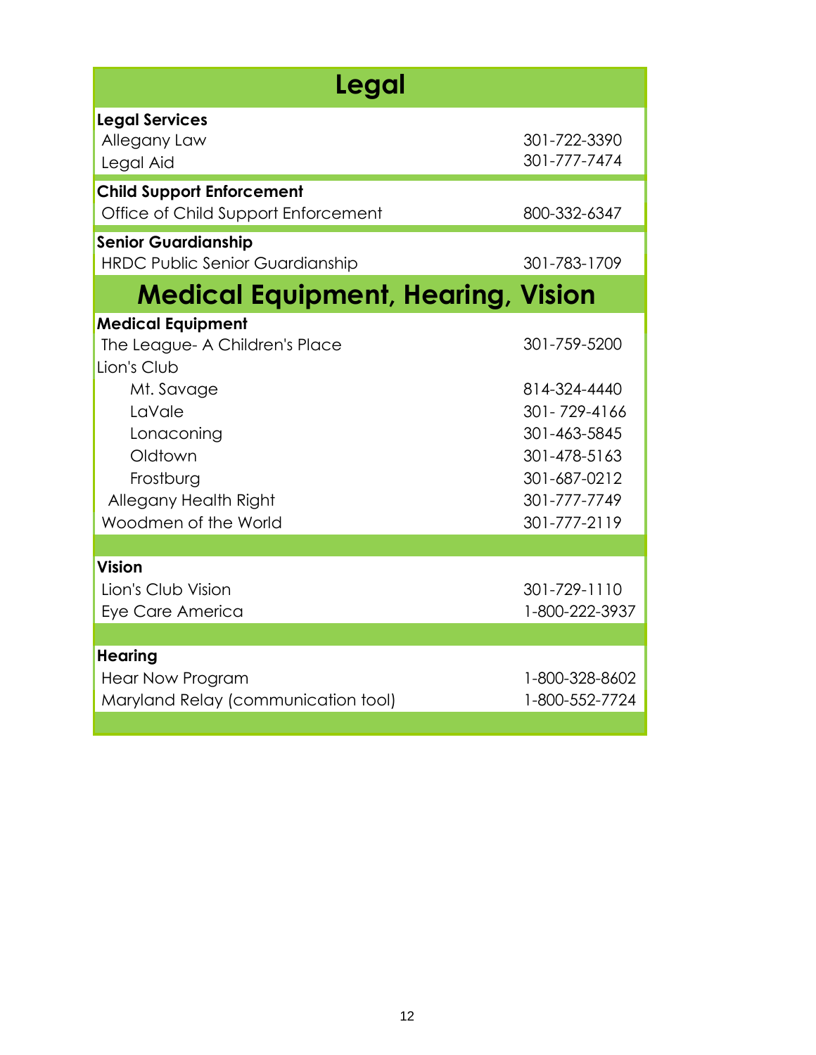# Legal

| **Legal Services** | |
|---|---|
| Allegany Law | 301-722-3390 |
| Legal Aid | 301-777-7474 |
| **Child Support Enforcement** | |
| Office of Child Support Enforcement | 800-332-6347 |
| **Senior Guardianship** | |
| HRDC Public Senior Guardianship | 301-783-1709 |

# Medical Equipment, Hearing, Vision

| **Medical Equipment** | |
|---|---|
| The League- A Children's Place | 301-759-5200 |
| Lion's Club | |
| Mt. Savage | 814-324-4440 |
| LaVale | 301- 729-4166 |
| Lonaconing | 301-463-5845 |
| Oldtown | 301-478-5163 |
| Frostburg | 301-687-0212 |
| Allegany Health Right | 301-777-7749 |
| Woodmen of the World | 301-777-2119 |
| **Vision** | |
| Lion's Club Vision | 301-729-1110 |
| Eye Care America | 1-800-222-3937 |
| **Hearing** | |
| Hear Now Program | 1-800-328-8602 |
| Maryland Relay (communication tool) | 1-800-552-7724 |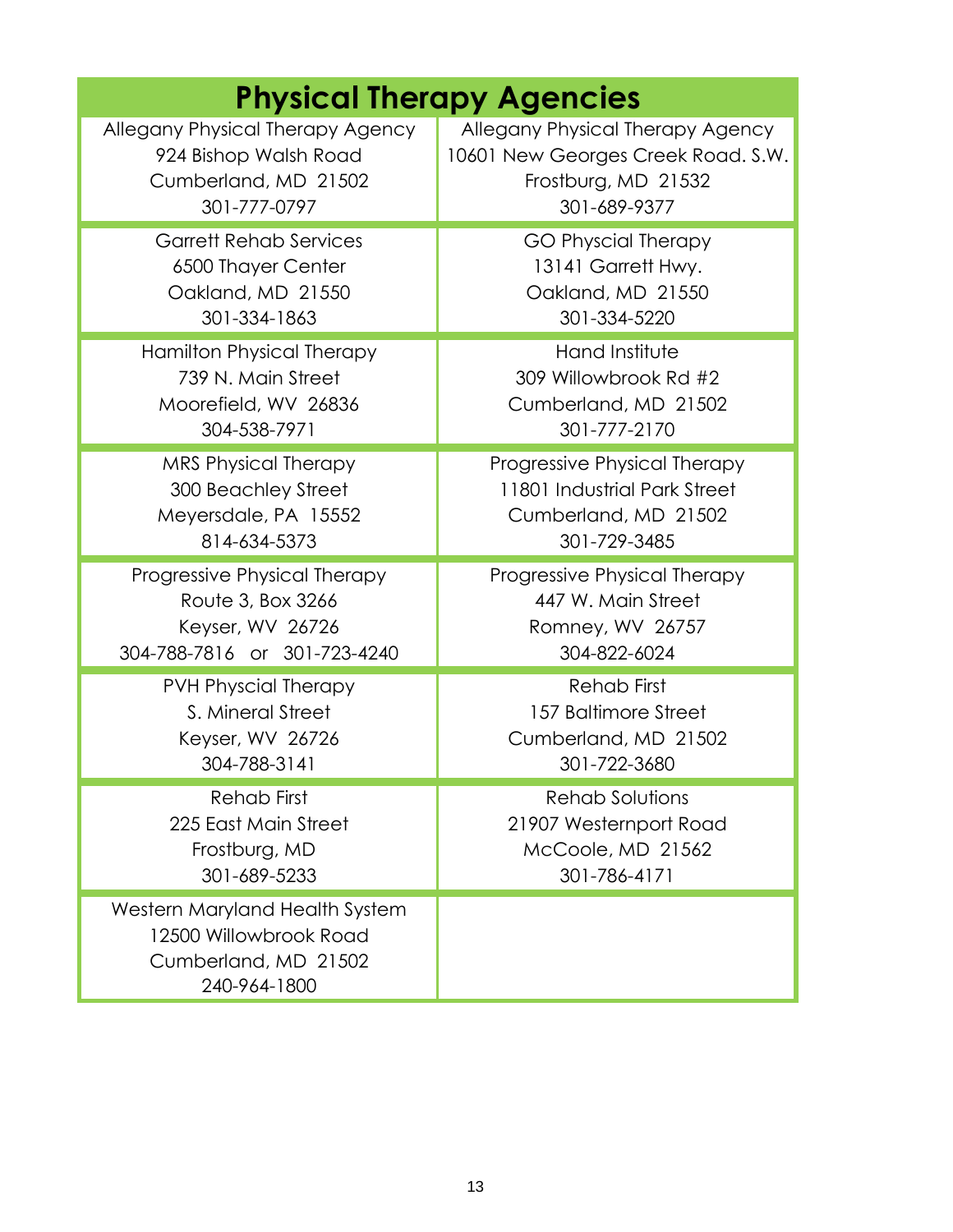# Physical Therapy Agencies

| | |
|---|---|
| Allegany Physical Therapy Agency<br>924 Bishop Walsh Road<br>Cumberland, MD 21502<br>301-777-0797 | Allegany Physical Therapy Agency<br>10601 New Georges Creek Road. S.W.<br>Frostburg, MD 21532<br>301-689-9377 |
| Garrett Rehab Services<br>6500 Thayer Center<br>Oakland, MD 21550<br>301-334-1863 | GO Physcial Therapy<br>13141 Garrett Hwy.<br>Oakland, MD 21550<br>301-334-5220 |
| Hamilton Physical Therapy<br>739 N. Main Street<br>Moorefield, WV 26836<br>304-538-7971 | Hand Institute<br>309 Willowbrook Rd #2<br>Cumberland, MD 21502<br>301-777-2170 |
| MRS Physical Therapy<br>300 Beachley Street<br>Meyersdale, PA 15552<br>814-634-5373 | Progressive Physical Therapy<br>11801 Industrial Park Street<br>Cumberland, MD 21502<br>301-729-3485 |
| Progressive Physical Therapy<br>Route 3, Box 3266<br>Keyser, WV 26726<br>304-788-7816 or 301-723-4240 | Progressive Physical Therapy<br>447 W. Main Street<br>Romney, WV 26757<br>304-822-6024 |
| PVH Physcial Therapy<br>S. Mineral Street<br>Keyser, WV 26726<br>304-788-3141 | Rehab First<br>157 Baltimore Street<br>Cumberland, MD 21502<br>301-722-3680 |
| Rehab First<br>225 East Main Street<br>Frostburg, MD<br>301-689-5233 | Rehab Solutions<br>21907 Westernport Road<br>McCoole, MD 21562<br>301-786-4171 |
| Western Maryland Health System<br>12500 Willowbrook Road<br>Cumberland, MD 21502<br>240-964-1800 | |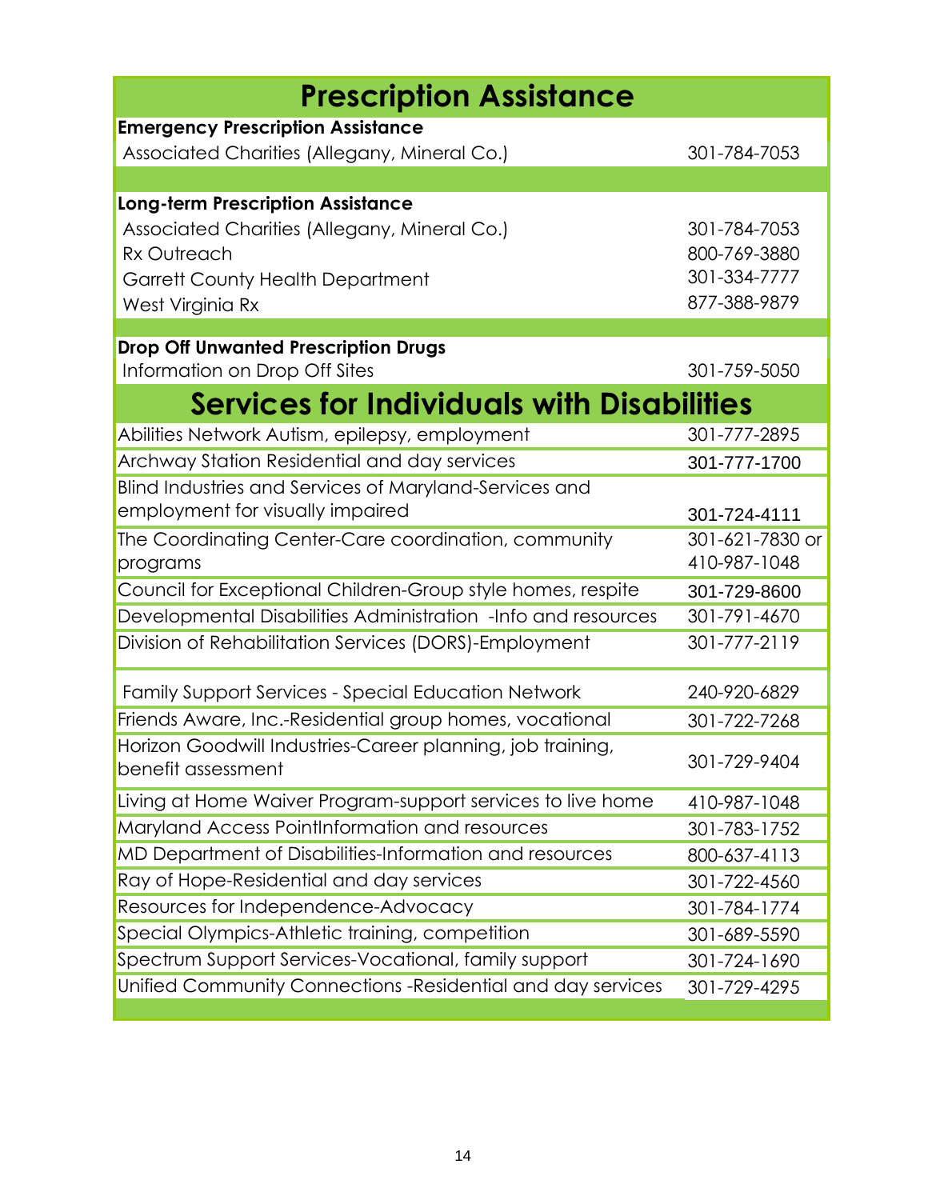# Prescription Assistance

**Emergency Prescription Assistance**

| | |
|---|---|
| Associated Charities (Allegany, Mineral Co.) | 301-784-7053 |

**Long-term Prescription Assistance**

| | |
|---|---|
| Associated Charities (Allegany, Mineral Co.) | 301-784-7053 |
| Rx Outreach | 800-769-3880 |
| Garrett County Health Department | 301-334-7777 |
| West Virginia Rx | 877-388-9879 |

**Drop Off Unwanted Prescription Drugs**

| | |
|---|---|
| Information on Drop Off Sites | 301-759-5050 |

# Services for Individuals with Disabilities

| | |
|---|---|
| Abilities Network Autism, epilepsy, employment | 301-777-2895 |
| Archway Station Residential and day services | 301-777-1700 |
| Blind Industries and Services of Maryland-Services and employment for visually impaired | 301-724-4111 |
| The Coordinating Center-Care coordination, community programs | 301-621-7830 or 410-987-1048 |
| Council for Exceptional Children-Group style homes, respite | 301-729-8600 |
| Developmental Disabilities Administration -Info and resources | 301-791-4670 |
| Division of Rehabilitation Services (DORS)-Employment | 301-777-2119 |
| Family Support Services - Special Education Network | 240-920-6829 |
| Friends Aware, Inc.-Residential group homes, vocational | 301-722-7268 |
| Horizon Goodwill Industries-Career planning, job training, benefit assessment | 301-729-9404 |
| Living at Home Waiver Program-support services to live home | 410-987-1048 |
| Maryland Access PointInformation and resources | 301-783-1752 |
| MD Department of Disabilities-Information and resources | 800-637-4113 |
| Ray of Hope-Residential and day services | 301-722-4560 |
| Resources for Independence-Advocacy | 301-784-1774 |
| Special Olympics-Athletic training, competition | 301-689-5590 |
| Spectrum Support Services-Vocational, family support | 301-724-1690 |
| Unified Community Connections -Residential and day services | 301-729-4295 |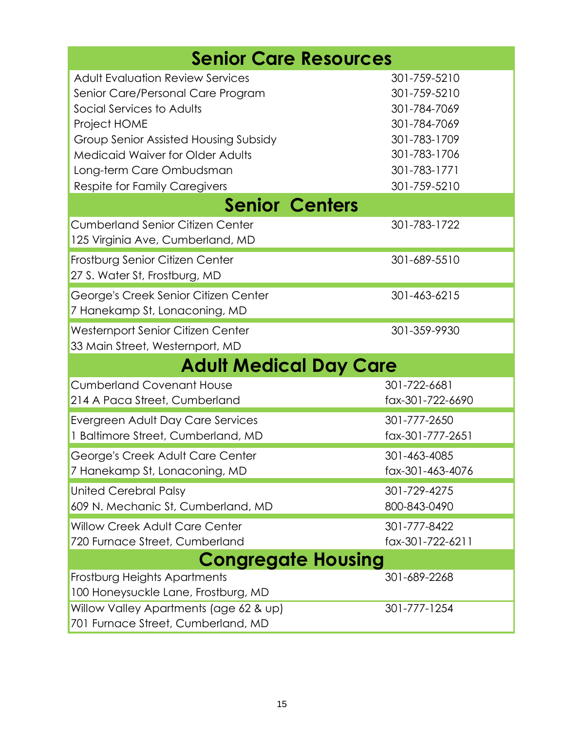## Senior Care Resources

| | |
|---|---|
| Adult Evaluation Review Services | 301-759-5210 |
| Senior Care/Personal Care Program | 301-759-5210 |
| Social Services to Adults | 301-784-7069 |
| Project HOME | 301-784-7069 |
| Group Senior Assisted Housing Subsidy | 301-783-1709 |
| Medicaid Waiver for Older Adults | 301-783-1706 |
| Long-term Care Ombudsman | 301-783-1771 |
| Respite for Family Caregivers | 301-759-5210 |

## Senior Centers

| | |
|---|---|
| Cumberland Senior Citizen Center<br>125 Virginia Ave, Cumberland, MD | 301-783-1722 |
| Frostburg Senior Citizen Center<br>27 S. Water St, Frostburg, MD | 301-689-5510 |
| George's Creek Senior Citizen Center<br>7 Hanekamp St, Lonaconing, MD | 301-463-6215 |
| Westernport Senior Citizen Center<br>33 Main Street, Westernport, MD | 301-359-9930 |

## Adult Medical Day Care

| | |
|---|---|
| Cumberland Covenant House<br>214 A Paca Street, Cumberland | 301-722-6681<br>fax-301-722-6690 |
| Evergreen Adult Day Care Services<br>1 Baltimore Street, Cumberland, MD | 301-777-2650<br>fax-301-777-2651 |
| George's Creek Adult Care Center<br>7 Hanekamp St, Lonaconing, MD | 301-463-4085<br>fax-301-463-4076 |
| United Cerebral Palsy<br>609 N. Mechanic St, Cumberland, MD | 301-729-4275<br>800-843-0490 |
| Willow Creek Adult Care Center<br>720 Furnace Street, Cumberland | 301-777-8422<br>fax-301-722-6211 |

## Congregate Housing

| | |
|---|---|
| Frostburg Heights Apartments<br>100 Honeysuckle Lane, Frostburg, MD | 301-689-2268 |
| Willow Valley Apartments (age 62 & up)<br>701 Furnace Street, Cumberland, MD | 301-777-1254 |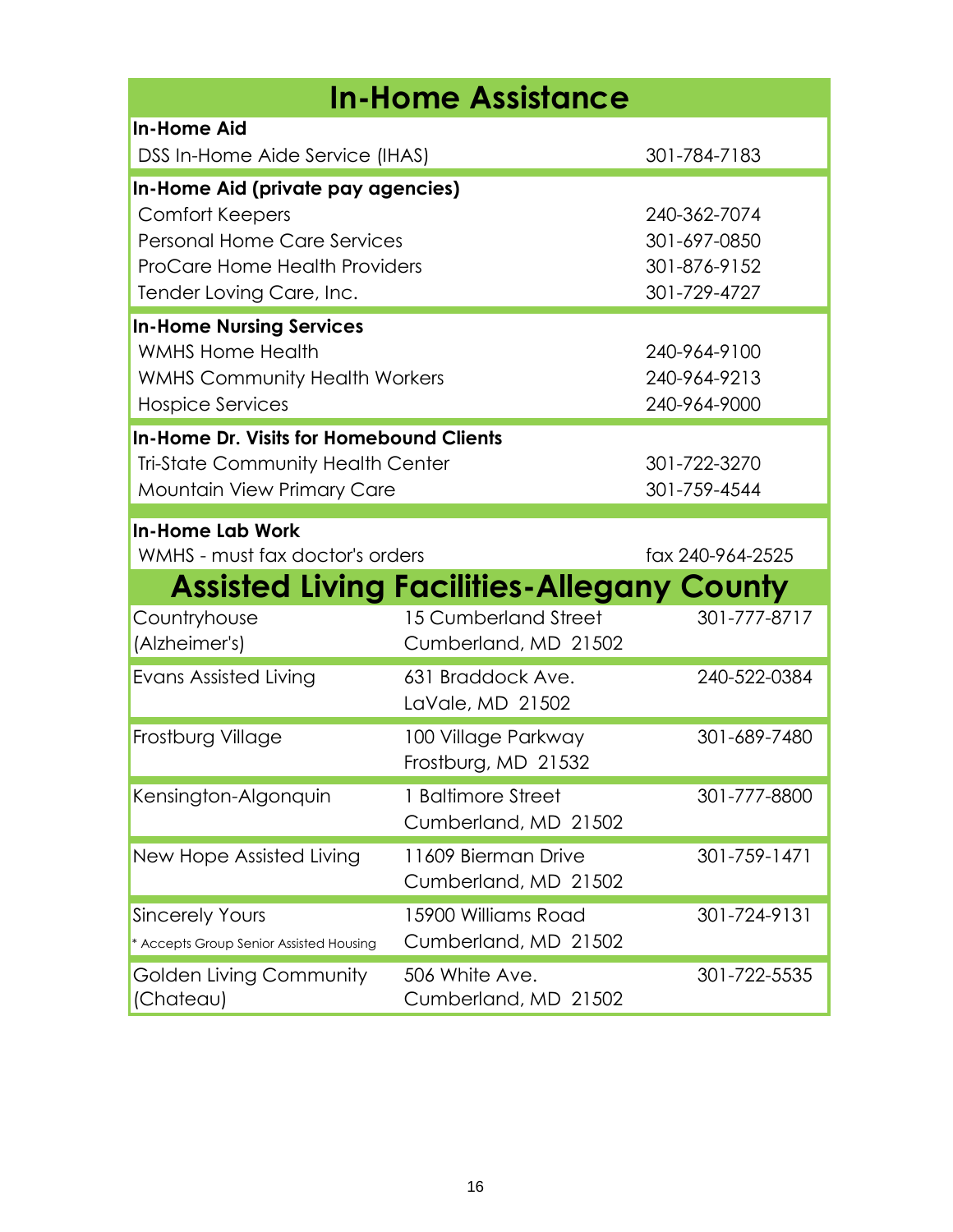# In-Home Assistance

| In-Home Aid | |
| --- | --- |
| DSS In-Home Aide Service (IHAS) | 301-784-7183 |

| In-Home Aid (private pay agencies) | |
| --- | --- |
| Comfort Keepers | 240-362-7074 |
| Personal Home Care Services | 301-697-0850 |
| ProCare Home Health Providers | 301-876-9152 |
| Tender Loving Care, Inc. | 301-729-4727 |

| In-Home Nursing Services | |
| --- | --- |
| WMHS Home Health | 240-964-9100 |
| WMHS Community Health Workers | 240-964-9213 |
| Hospice Services | 240-964-9000 |

| In-Home Dr. Visits for Homebound Clients | |
| --- | --- |
| Tri-State Community Health Center | 301-722-3270 |
| Mountain View Primary Care | 301-759-4544 |

| In-Home Lab Work | |
| --- | --- |
| WMHS - must fax doctor's orders | fax 240-964-2525 |

# Assisted Living Facilities-Allegany County

| Facility | Address | Phone |
| --- | --- | --- |
| Countryhouse (Alzheimer's) | 15 Cumberland Street Cumberland, MD 21502 | 301-777-8717 |
| Evans Assisted Living | 631 Braddock Ave. LaVale, MD 21502 | 240-522-0384 |
| Frostburg Village | 100 Village Parkway Frostburg, MD 21532 | 301-689-7480 |
| Kensington-Algonquin | 1 Baltimore Street Cumberland, MD 21502 | 301-777-8800 |
| New Hope Assisted Living | 11609 Bierman Drive Cumberland, MD 21502 | 301-759-1471 |
| Sincerely Yours * Accepts Group Senior Assisted Housing | 15900 Williams Road Cumberland, MD 21502 | 301-724-9131 |
| Golden Living Community (Chateau) | 506 White Ave. Cumberland, MD 21502 | 301-722-5535 |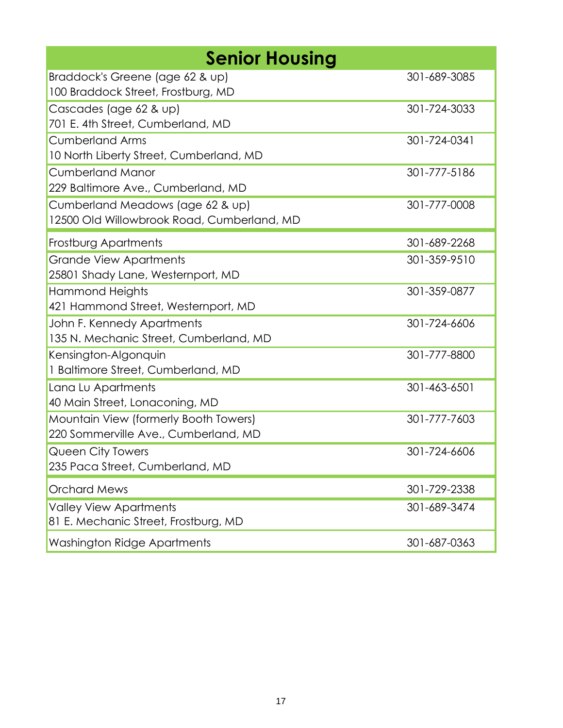| Senior Housing | |
|---|---|
| Braddock's Greene (age 62 & up)<br>100 Braddock Street, Frostburg, MD | 301-689-3085 |
| Cascades (age 62 & up)<br>701 E. 4th Street, Cumberland, MD | 301-724-3033 |
| Cumberland Arms<br>10 North Liberty Street, Cumberland, MD | 301-724-0341 |
| Cumberland Manor<br>229 Baltimore Ave., Cumberland, MD | 301-777-5186 |
| Cumberland Meadows (age 62 & up)<br>12500 Old Willowbrook Road, Cumberland, MD | 301-777-0008 |
| Frostburg Apartments | 301-689-2268 |
| Grande View Apartments<br>25801 Shady Lane, Westernport, MD | 301-359-9510 |
| Hammond Heights<br>421 Hammond Street, Westernport, MD | 301-359-0877 |
| John F. Kennedy Apartments<br>135 N. Mechanic Street, Cumberland, MD | 301-724-6606 |
| Kensington-Algonquin<br>1 Baltimore Street, Cumberland, MD | 301-777-8800 |
| Lana Lu Apartments<br>40 Main Street, Lonaconing, MD | 301-463-6501 |
| Mountain View (formerly Booth Towers)<br>220 Sommerville Ave., Cumberland, MD | 301-777-7603 |
| Queen City Towers<br>235 Paca Street, Cumberland, MD | 301-724-6606 |
| Orchard Mews | 301-729-2338 |
| Valley View Apartments<br>81 E. Mechanic Street, Frostburg, MD | 301-689-3474 |
| Washington Ridge Apartments | 301-687-0363 |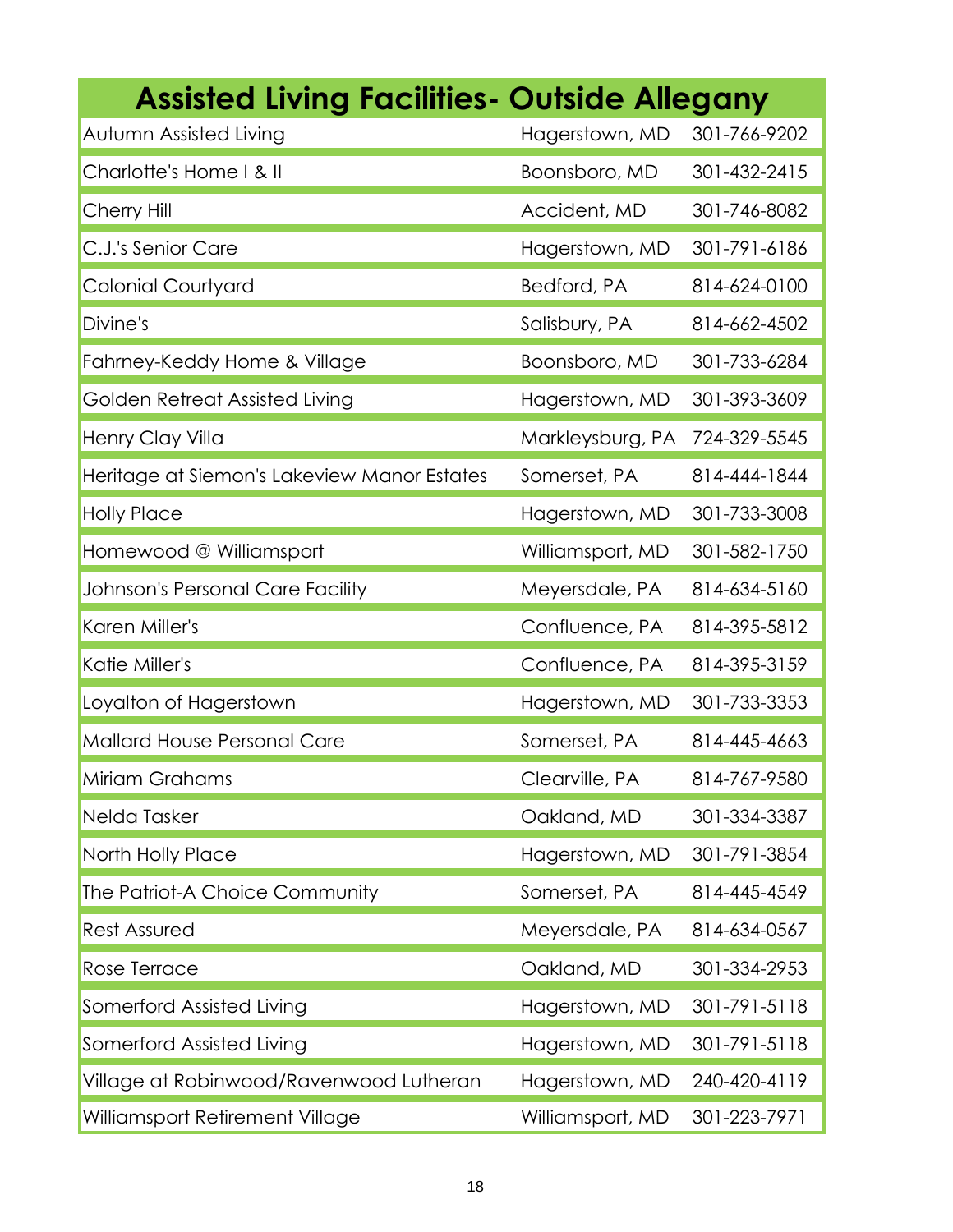# Assisted Living Facilities- Outside Allegany

| Facility | Location | Phone |
|---|---|---|
| Autumn Assisted Living | Hagerstown, MD | 301-766-9202 |
| Charlotte's Home I & II | Boonsboro, MD | 301-432-2415 |
| Cherry Hill | Accident, MD | 301-746-8082 |
| C.J.'s Senior Care | Hagerstown, MD | 301-791-6186 |
| Colonial Courtyard | Bedford, PA | 814-624-0100 |
| Divine's | Salisbury, PA | 814-662-4502 |
| Fahrney-Keddy Home & Village | Boonsboro, MD | 301-733-6284 |
| Golden Retreat Assisted Living | Hagerstown, MD | 301-393-3609 |
| Henry Clay Villa | Markleysburg, PA | 724-329-5545 |
| Heritage at Siemon's Lakeview Manor Estates | Somerset, PA | 814-444-1844 |
| Holly Place | Hagerstown, MD | 301-733-3008 |
| Homewood @ Williamsport | Williamsport, MD | 301-582-1750 |
| Johnson's Personal Care Facility | Meyersdale, PA | 814-634-5160 |
| Karen Miller's | Confluence, PA | 814-395-5812 |
| Katie Miller's | Confluence, PA | 814-395-3159 |
| Loyalton of Hagerstown | Hagerstown, MD | 301-733-3353 |
| Mallard House Personal Care | Somerset, PA | 814-445-4663 |
| Miriam Grahams | Clearville, PA | 814-767-9580 |
| Nelda Tasker | Oakland, MD | 301-334-3387 |
| North Holly Place | Hagerstown, MD | 301-791-3854 |
| The Patriot-A Choice Community | Somerset, PA | 814-445-4549 |
| Rest Assured | Meyersdale, PA | 814-634-0567 |
| Rose Terrace | Oakland, MD | 301-334-2953 |
| Somerford Assisted Living | Hagerstown, MD | 301-791-5118 |
| Somerford Assisted Living | Hagerstown, MD | 301-791-5118 |
| Village at Robinwood/Ravenwood Lutheran | Hagerstown, MD | 240-420-4119 |
| Williamsport Retirement Village | Williamsport, MD | 301-223-7971 |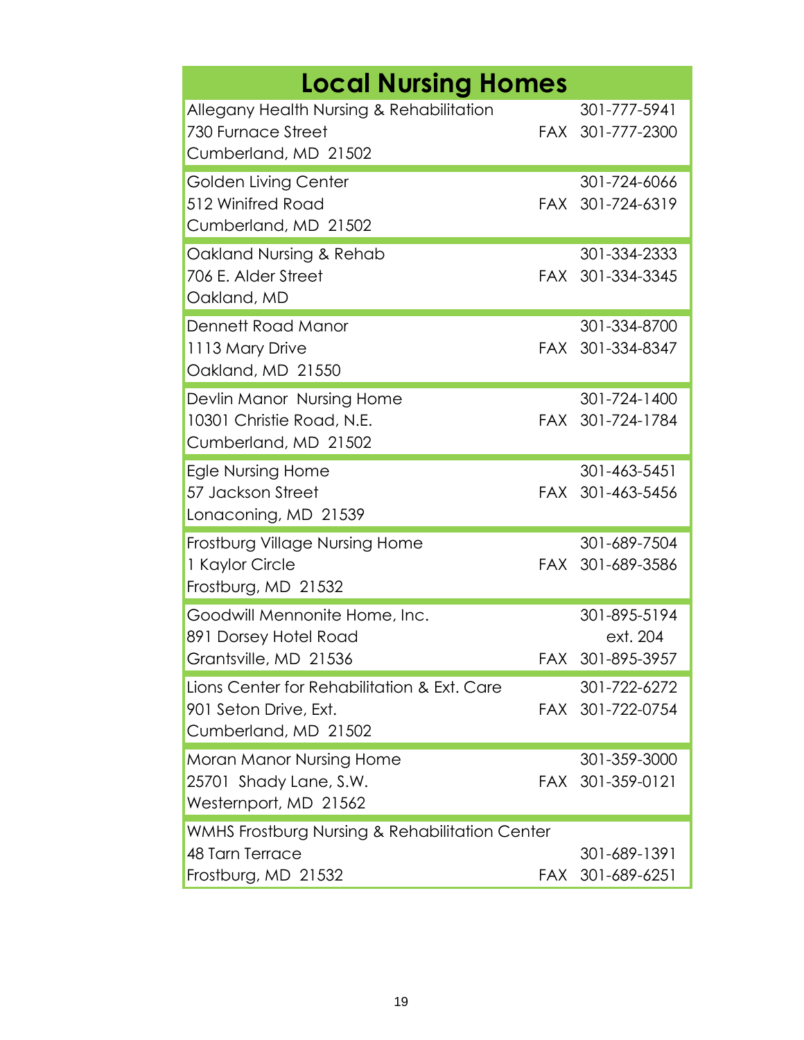# Local Nursing Homes

| Name / Address | Phone |
|---|---|
| Allegany Health Nursing & Rehabilitation<br>730 Furnace Street<br>Cumberland, MD 21502 | 301-777-5941<br>FAX 301-777-2300 |
| Golden Living Center<br>512 Winifred Road<br>Cumberland, MD 21502 | 301-724-6066<br>FAX 301-724-6319 |
| Oakland Nursing & Rehab<br>706 E. Alder Street<br>Oakland, MD | 301-334-2333<br>FAX 301-334-3345 |
| Dennett Road Manor<br>1113 Mary Drive<br>Oakland, MD 21550 | 301-334-8700<br>FAX 301-334-8347 |
| Devlin Manor Nursing Home<br>10301 Christie Road, N.E.<br>Cumberland, MD 21502 | 301-724-1400<br>FAX 301-724-1784 |
| Egle Nursing Home<br>57 Jackson Street<br>Lonaconing, MD 21539 | 301-463-5451<br>FAX 301-463-5456 |
| Frostburg Village Nursing Home<br>1 Kaylor Circle<br>Frostburg, MD 21532 | 301-689-7504<br>FAX 301-689-3586 |
| Goodwill Mennonite Home, Inc.<br>891 Dorsey Hotel Road<br>Grantsville, MD 21536 | 301-895-5194<br>ext. 204<br>FAX 301-895-3957 |
| Lions Center for Rehabilitation & Ext. Care<br>901 Seton Drive, Ext.<br>Cumberland, MD 21502 | 301-722-6272<br>FAX 301-722-0754 |
| Moran Manor Nursing Home<br>25701 Shady Lane, S.W.<br>Westernport, MD 21562 | 301-359-3000<br>FAX 301-359-0121 |
| WMHS Frostburg Nursing & Rehabilitation Center<br>48 Tarn Terrace<br>Frostburg, MD 21532 | 301-689-1391<br>FAX 301-689-6251 |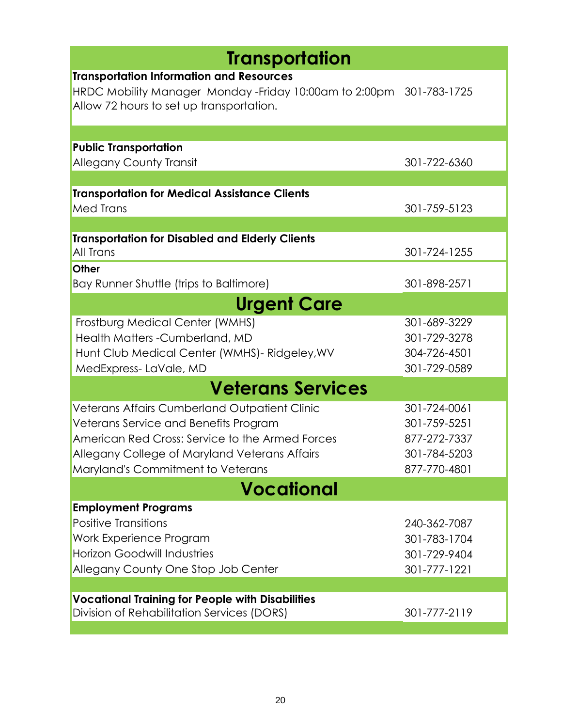# Transportation

| | |
|---|---|
| **Transportation Information and Resources** | |
| HRDC Mobility Manager Monday -Friday 10:00am to 2:00pm Allow 72 hours to set up transportation. | 301-783-1725 |
| | |
| **Public Transportation** | |
| Allegany County Transit | 301-722-6360 |
| | |
| **Transportation for Medical Assistance Clients** | |
| Med Trans | 301-759-5123 |
| | |
| **Transportation for Disabled and Elderly Clients** | |
| All Trans | 301-724-1255 |
| **Other** | |
| Bay Runner Shuttle (trips to Baltimore) | 301-898-2571 |

# Urgent Care

| | |
|---|---|
| Frostburg Medical Center (WMHS) | 301-689-3229 |
| Health Matters -Cumberland, MD | 301-729-3278 |
| Hunt Club Medical Center (WMHS)- Ridgeley,WV | 304-726-4501 |
| MedExpress- LaVale, MD | 301-729-0589 |

# Veterans Services

| | |
|---|---|
| Veterans Affairs Cumberland Outpatient Clinic | 301-724-0061 |
| Veterans Service and Benefits Program | 301-759-5251 |
| American Red Cross: Service to the Armed Forces | 877-272-7337 |
| Allegany College of Maryland Veterans Affairs | 301-784-5203 |
| Maryland's Commitment to Veterans | 877-770-4801 |

# Vocational

| | |
|---|---|
| **Employment Programs** | |
| Positive Transitions | 240-362-7087 |
| Work Experience Program | 301-783-1704 |
| Horizon Goodwill Industries | 301-729-9404 |
| Allegany County One Stop Job Center | 301-777-1221 |
| | |
| **Vocational Training for People with Disabilities** | |
| Division of Rehabilitation Services (DORS) | 301-777-2119 |